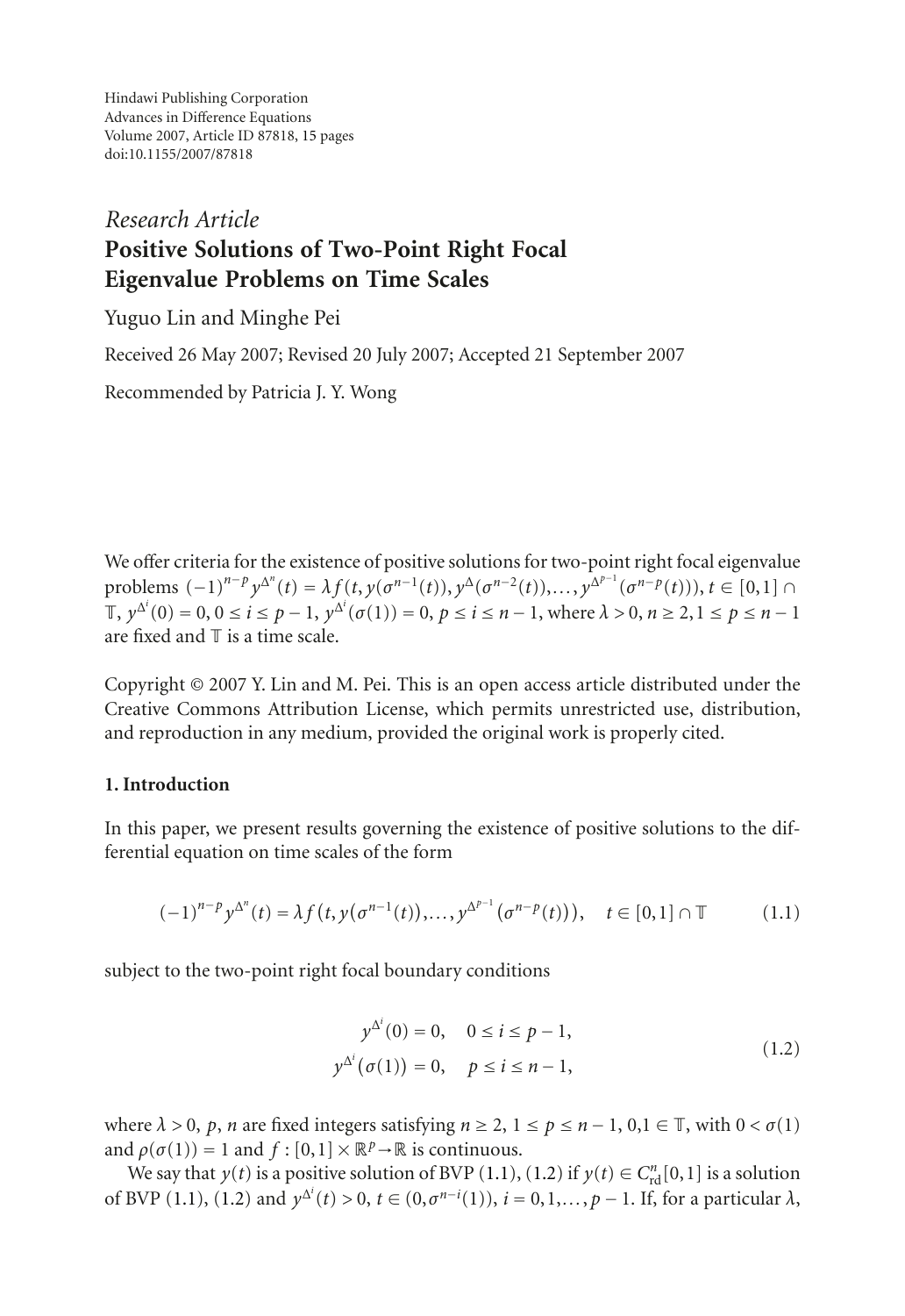Hindawi Publishing Corporation
Advances in Difference Equations
Volume 2007, Article ID 87818, 15 pages
doi:10.1155/2007/87818

*Research Article*

# Positive Solutions of Two-Point Right Focal Eigenvalue Problems on Time Scales

Yuguo Lin and Minghe Pei

Received 26 May 2007; Revised 20 July 2007; Accepted 21 September 2007

Recommended by Patricia J. Y. Wong

We offer criteria for the existence of positive solutions for two-point right focal eigenvalue problems $(-1)^{n-p}y^{\Delta^n}(t) = \lambda f(t, y(\sigma^{n-1}(t)), y^{\Delta}(\sigma^{n-2}(t)), \ldots, y^{\Delta^{p-1}}(\sigma^{n-p}(t)))$, $t \in [0,1] \cap \mathbb{T}$, $y^{\Delta^i}(0) = 0$, $0 \le i \le p-1$, $y^{\Delta^i}(\sigma(1)) = 0$, $p \le i \le n-1$, where $\lambda > 0$, $n \ge 2$, $1 \le p \le n-1$ are fixed and $\mathbb{T}$ is a time scale.

Copyright © 2007 Y. Lin and M. Pei. This is an open access article distributed under the Creative Commons Attribution License, which permits unrestricted use, distribution, and reproduction in any medium, provided the original work is properly cited.

## 1. Introduction

In this paper, we present results governing the existence of positive solutions to the differential equation on time scales of the form

$$(-1)^{n-p}y^{\Delta^n}(t) = \lambda f\big(t, y(\sigma^{n-1}(t)), \ldots, y^{\Delta^{p-1}}(\sigma^{n-p}(t))\big), \quad t \in [0,1] \cap \mathbb{T} \tag{1.1}$$

subject to the two-point right focal boundary conditions

$$\begin{aligned} y^{\Delta^i}(0) &= 0, \quad 0 \le i \le p-1, \\ y^{\Delta^i}(\sigma(1)) &= 0, \quad p \le i \le n-1, \end{aligned} \tag{1.2}$$

where $\lambda > 0$, $p$, $n$ are fixed integers satisfying $n \ge 2$, $1 \le p \le n-1$, $0,1 \in \mathbb{T}$, with $0 < \sigma(1)$ and $\rho(\sigma(1)) = 1$ and $f : [0,1] \times \mathbb{R}^p \to \mathbb{R}$ is continuous.

We say that $y(t)$ is a positive solution of BVP (1.1), (1.2) if $y(t) \in C^n_{\text{rd}}[0,1]$ is a solution of BVP (1.1), (1.2) and $y^{\Delta^i}(t) > 0$, $t \in (0, \sigma^{n-i}(1))$, $i = 0, 1, \ldots, p-1$. If, for a particular $\lambda$,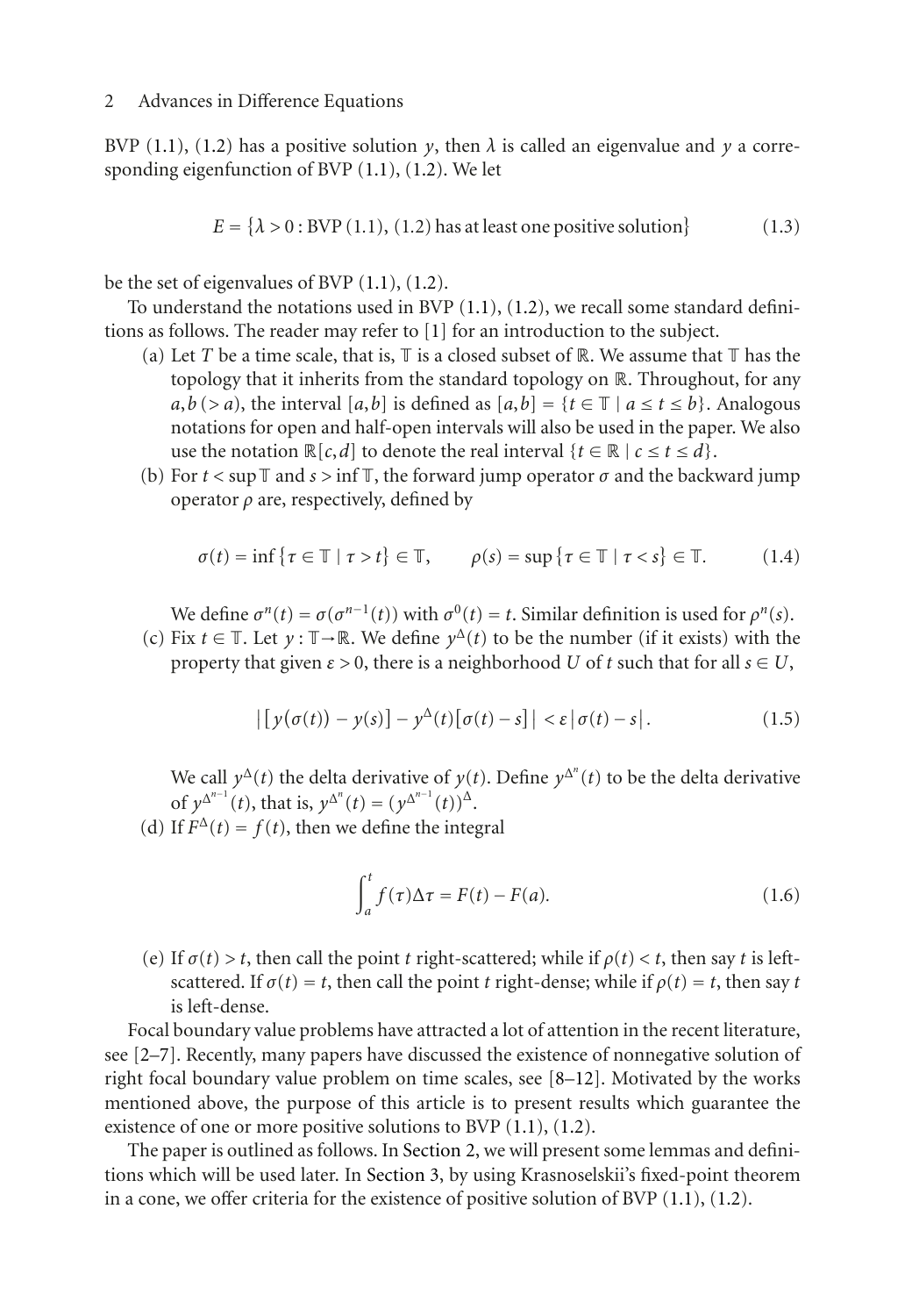BVP (1.1), (1.2) has a positive solution $y$, then $\lambda$ is called an eigenvalue and $y$ a corresponding eigenfunction of BVP (1.1), (1.2). We let

$$E = \{\lambda > 0 : \text{BVP (1.1), (1.2) has at least one positive solution}\} \tag{1.3}$$

be the set of eigenvalues of BVP (1.1), (1.2).

To understand the notations used in BVP (1.1), (1.2), we recall some standard definitions as follows. The reader may refer to [1] for an introduction to the subject.

(a) Let $T$ be a time scale, that is, $\mathbb{T}$ is a closed subset of $\mathbb{R}$. We assume that $\mathbb{T}$ has the topology that it inherits from the standard topology on $\mathbb{R}$. Throughout, for any $a, b\,(> a)$, the interval $[a,b]$ is defined as $[a,b] = \{t \in \mathbb{T} \mid a \le t \le b\}$. Analogous notations for open and half-open intervals will also be used in the paper. We also use the notation $\mathbb{R}[c,d]$ to denote the real interval $\{t \in \mathbb{R} \mid c \le t \le d\}$.

(b) For $t < \sup \mathbb{T}$ and $s > \inf \mathbb{T}$, the forward jump operator $\sigma$ and the backward jump operator $\rho$ are, respectively, defined by

$$\sigma(t) = \inf\{\tau \in \mathbb{T} \mid \tau > t\} \in \mathbb{T}, \qquad \rho(s) = \sup\{\tau \in \mathbb{T} \mid \tau < s\} \in \mathbb{T}. \tag{1.4}$$

We define $\sigma^n(t) = \sigma(\sigma^{n-1}(t))$ with $\sigma^0(t) = t$. Similar definition is used for $\rho^n(s)$.

(c) Fix $t \in \mathbb{T}$. Let $y : \mathbb{T} \to \mathbb{R}$. We define $y^{\Delta}(t)$ to be the number (if it exists) with the property that given $\varepsilon > 0$, there is a neighborhood $U$ of $t$ such that for all $s \in U$,

$$\left| \left[ y(\sigma(t)) - y(s) \right] - y^{\Delta}(t)\left[\sigma(t) - s\right] \right| < \varepsilon \left| \sigma(t) - s \right|. \tag{1.5}$$

We call $y^{\Delta}(t)$ the delta derivative of $y(t)$. Define $y^{\Delta^n}(t)$ to be the delta derivative of $y^{\Delta^{n-1}}(t)$, that is, $y^{\Delta^n}(t) = (y^{\Delta^{n-1}}(t))^{\Delta}$.

(d) If $F^{\Delta}(t) = f(t)$, then we define the integral

$$\int_a^t f(\tau)\Delta\tau = F(t) - F(a). \tag{1.6}$$

(e) If $\sigma(t) > t$, then call the point $t$ right-scattered; while if $\rho(t) < t$, then say $t$ is left-scattered. If $\sigma(t) = t$, then call the point $t$ right-dense; while if $\rho(t) = t$, then say $t$ is left-dense.

Focal boundary value problems have attracted a lot of attention in the recent literature, see [2–7]. Recently, many papers have discussed the existence of nonnegative solution of right focal boundary value problem on time scales, see [8–12]. Motivated by the works mentioned above, the purpose of this article is to present results which guarantee the existence of one or more positive solutions to BVP (1.1), (1.2).

The paper is outlined as follows. In Section 2, we will present some lemmas and definitions which will be used later. In Section 3, by using Krasnoselskii's fixed-point theorem in a cone, we offer criteria for the existence of positive solution of BVP (1.1), (1.2).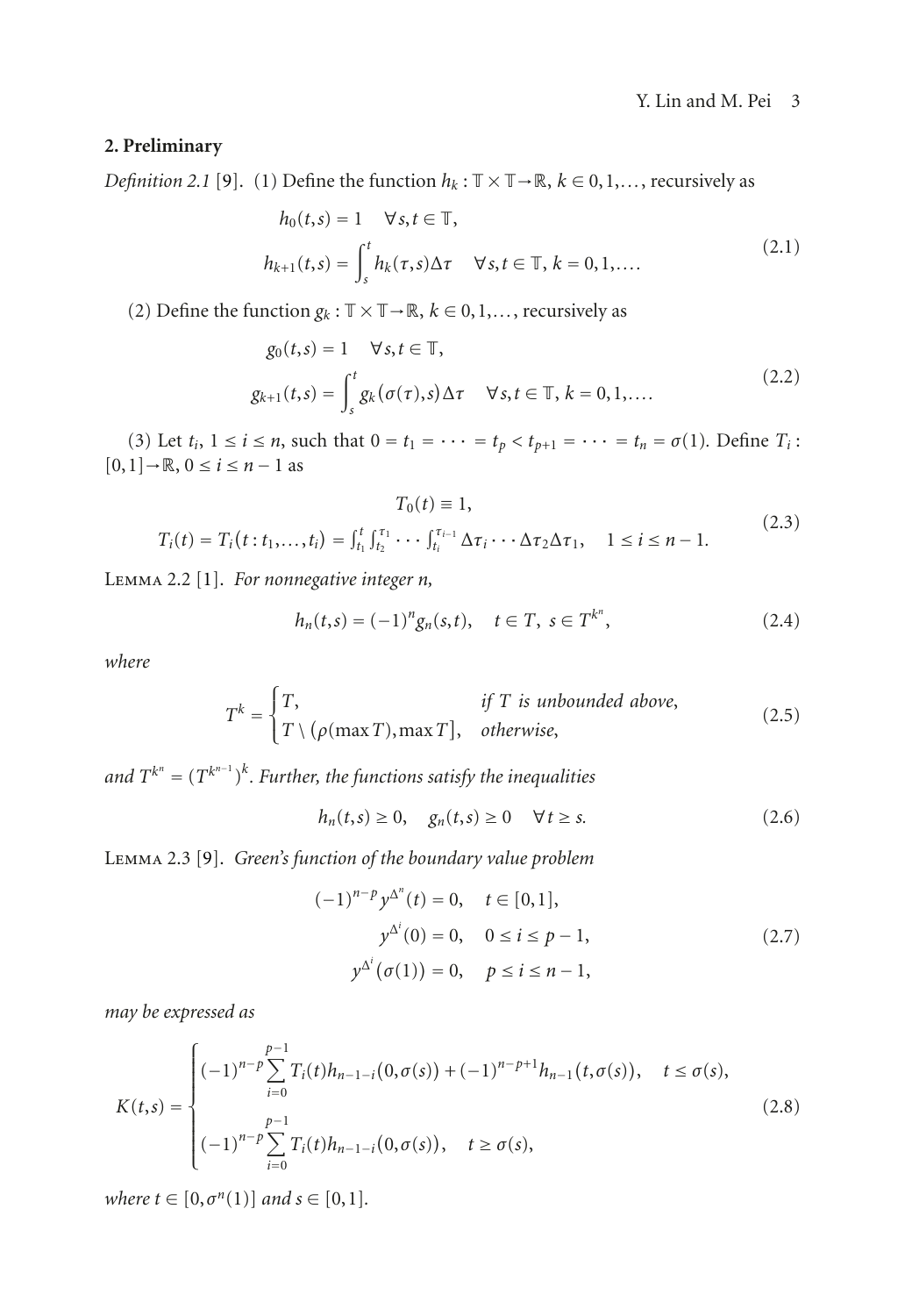## 2. Preliminary

*Definition 2.1* [9]. (1) Define the function $h_k : \mathbb{T} \times \mathbb{T} \to \mathbb{R}$, $k \in 0, 1, \ldots$, recursively as

$$
\begin{aligned}
& h_0(t,s) = 1 \quad \forall s,t \in \mathbb{T}, \\
& h_{k+1}(t,s) = \int_s^t h_k(\tau,s)\Delta\tau \quad \forall s,t \in \mathbb{T},\ k = 0,1,\ldots.
\end{aligned}
\tag{2.1}
$$

(2) Define the function $g_k : \mathbb{T} \times \mathbb{T} \to \mathbb{R}$, $k \in 0, 1, \ldots$, recursively as

$$
\begin{aligned}
& g_0(t,s) = 1 \quad \forall s,t \in \mathbb{T}, \\
& g_{k+1}(t,s) = \int_s^t g_k(\sigma(\tau),s)\Delta\tau \quad \forall s,t \in \mathbb{T},\ k = 0,1,\ldots.
\end{aligned}
\tag{2.2}
$$

(3) Let $t_i$, $1 \le i \le n$, such that $0 = t_1 = \cdots = t_p < t_{p+1} = \cdots = t_n = \sigma(1)$. Define $T_i : [0,1] \to \mathbb{R}$, $0 \le i \le n-1$ as

$$
\begin{aligned}
& T_0(t) \equiv 1, \\
& T_i(t) = T_i(t : t_1, \ldots, t_i) = \int_{t_1}^{t} \int_{t_2}^{\tau_1} \cdots \int_{t_i}^{\tau_{i-1}} \Delta\tau_i \cdots \Delta\tau_2 \Delta\tau_1, \quad 1 \le i \le n-1.
\end{aligned}
\tag{2.3}
$$

Lemma 2.2 [1]. *For nonnegative integer n,*

$$
h_n(t,s) = (-1)^n g_n(s,t), \quad t \in T,\ s \in T^{k^n},
\tag{2.4}
$$

*where*

$$
T^k = \begin{cases} T, & \text{if } T \text{ is unbounded above}, \\ T \setminus (\rho(\max T), \max T], & \text{otherwise}, \end{cases}
\tag{2.5}
$$

*and* $T^{k^n} = (T^{k^{n-1}})^k$. *Further, the functions satisfy the inequalities*

$$
h_n(t,s) \ge 0, \quad g_n(t,s) \ge 0 \quad \forall t \ge s.
\tag{2.6}
$$

Lemma 2.3 [9]. *Green's function of the boundary value problem*

$$
\begin{aligned}
(-1)^{n-p} y^{\Delta^n}(t) &= 0, \quad t \in [0,1], \\
y^{\Delta^i}(0) &= 0, \quad 0 \le i \le p-1, \\
y^{\Delta^i}(\sigma(1)) &= 0, \quad p \le i \le n-1,
\end{aligned}
\tag{2.7}
$$

*may be expressed as*

$$
K(t,s) = \begin{cases} (-1)^{n-p} \displaystyle\sum_{i=0}^{p-1} T_i(t) h_{n-1-i}(0,\sigma(s)) + (-1)^{n-p+1} h_{n-1}(t,\sigma(s)), & t \le \sigma(s), \\ (-1)^{n-p} \displaystyle\sum_{i=0}^{p-1} T_i(t) h_{n-1-i}(0,\sigma(s)), & t \ge \sigma(s), \end{cases}
\tag{2.8}
$$

*where* $t \in [0, \sigma^n(1)]$ *and* $s \in [0,1]$.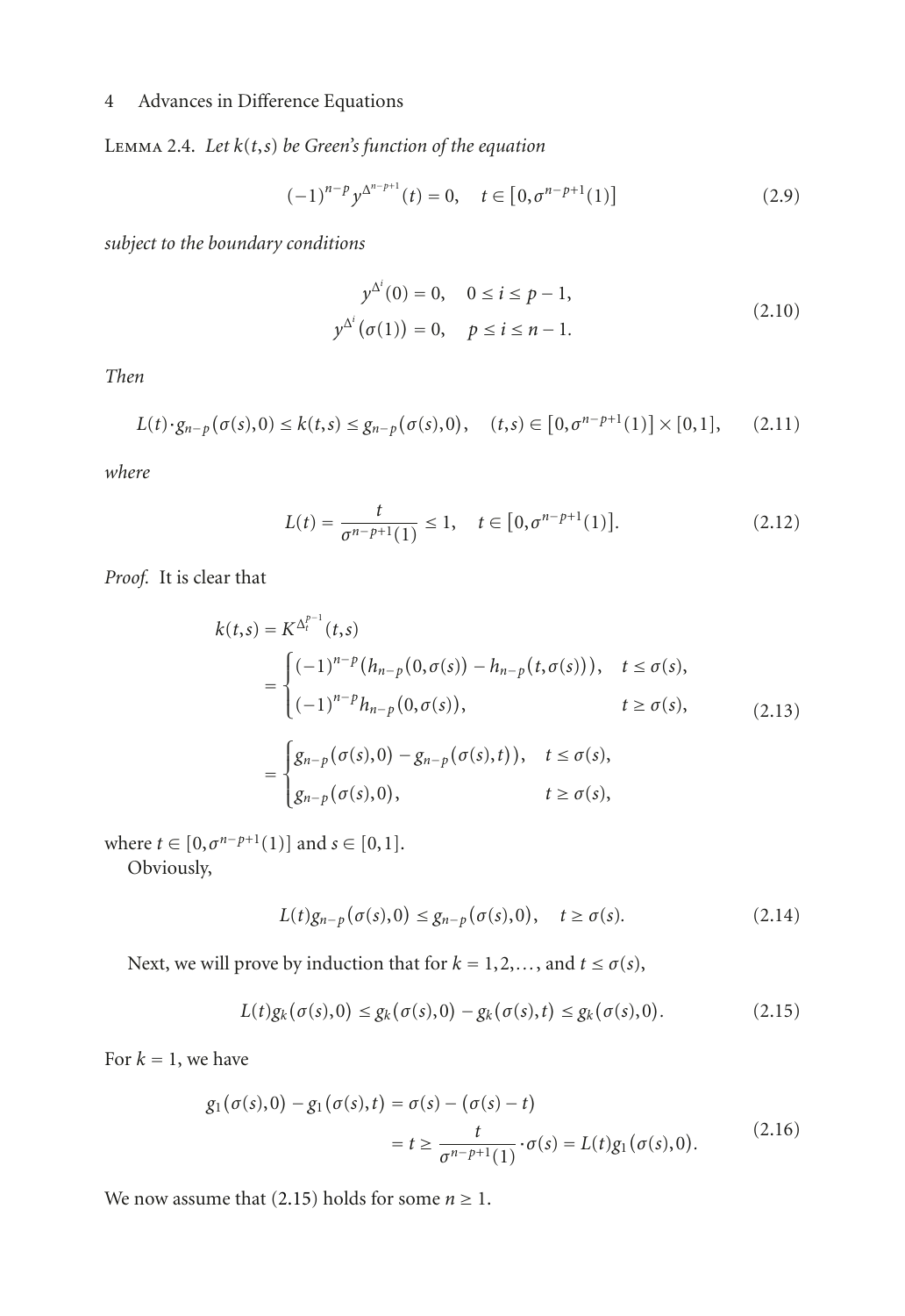Lemma 2.4. *Let $k(t,s)$ be Green's function of the equation*

$$(-1)^{n-p}y^{\Delta^{n-p+1}}(t)=0,\quad t\in\left[0,\sigma^{n-p+1}(1)\right] \tag{2.9}$$

*subject to the boundary conditions*

$$\begin{aligned} y^{\Delta^i}(0)&=0,\quad 0\le i\le p-1,\\ y^{\Delta^i}(\sigma(1))&=0,\quad p\le i\le n-1. \end{aligned} \tag{2.10}$$

*Then*

$$L(t)\cdot g_{n-p}(\sigma(s),0)\le k(t,s)\le g_{n-p}(\sigma(s),0),\quad (t,s)\in\left[0,\sigma^{n-p+1}(1)\right]\times[0,1], \tag{2.11}$$

*where*

$$L(t)=\frac{t}{\sigma^{n-p+1}(1)}\le 1,\quad t\in\left[0,\sigma^{n-p+1}(1)\right]. \tag{2.12}$$

*Proof.* It is clear that

$$\begin{aligned} k(t,s)&=K^{\Delta_t^{p-1}}(t,s)\\ &=\begin{cases}(-1)^{n-p}\left(h_{n-p}(0,\sigma(s))-h_{n-p}(t,\sigma(s))\right), & t\le\sigma(s),\\ (-1)^{n-p}h_{n-p}(0,\sigma(s)), & t\ge\sigma(s),\end{cases}\\ &=\begin{cases}g_{n-p}(\sigma(s),0)-g_{n-p}(\sigma(s),t)), & t\le\sigma(s),\\ g_{n-p}(\sigma(s),0), & t\ge\sigma(s),\end{cases} \end{aligned} \tag{2.13}$$

where $t\in[0,\sigma^{n-p+1}(1)]$ and $s\in[0,1]$.

Obviously,

$$L(t)g_{n-p}(\sigma(s),0)\le g_{n-p}(\sigma(s),0),\quad t\ge\sigma(s). \tag{2.14}$$

Next, we will prove by induction that for $k=1,2,\ldots,$ and $t\le\sigma(s)$,

$$L(t)g_k(\sigma(s),0)\le g_k(\sigma(s),0)-g_k(\sigma(s),t)\le g_k(\sigma(s),0). \tag{2.15}$$

For $k=1$, we have

$$\begin{aligned} g_1(\sigma(s),0)-g_1(\sigma(s),t)&=\sigma(s)-(\sigma(s)-t)\\ &=t\ge\frac{t}{\sigma^{n-p+1}(1)}\cdot\sigma(s)=L(t)g_1(\sigma(s),0). \end{aligned} \tag{2.16}$$

We now assume that (2.15) holds for some $n\ge 1$.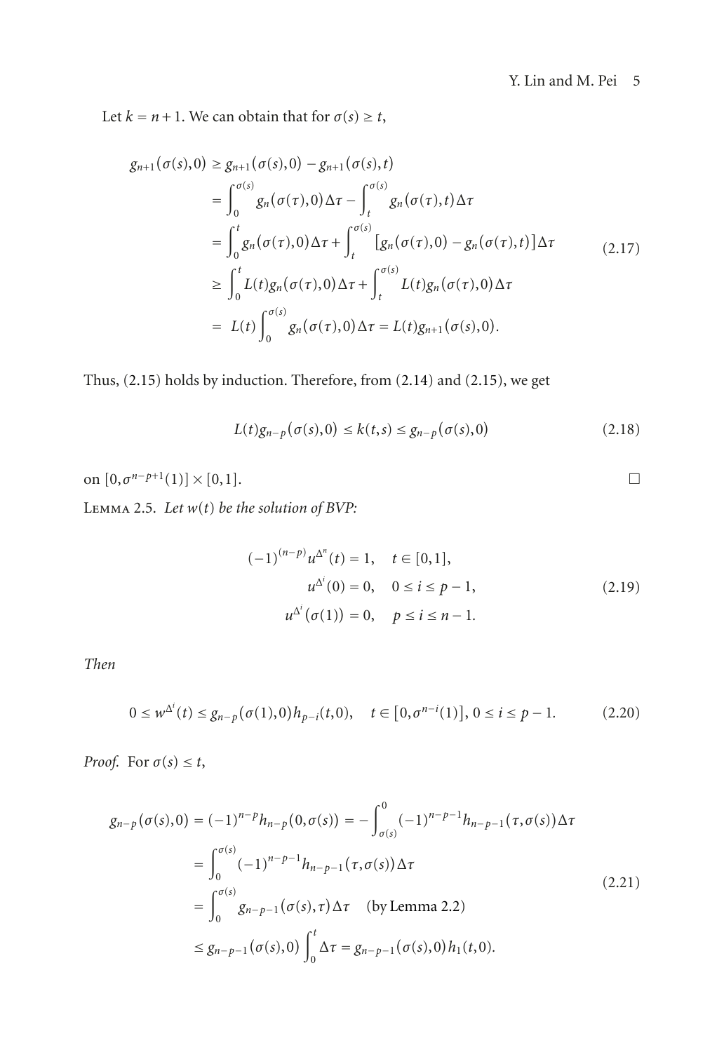Let $k = n+1$. We can obtain that for $\sigma(s) \geq t$,

$$
\begin{aligned}
g_{n+1}(\sigma(s),0) &\geq g_{n+1}(\sigma(s),0) - g_{n+1}(\sigma(s),t) \\
&= \int_0^{\sigma(s)} g_n(\sigma(\tau),0)\,\Delta\tau - \int_t^{\sigma(s)} g_n(\sigma(\tau),t)\,\Delta\tau \\
&= \int_0^{t} g_n(\sigma(\tau),0)\,\Delta\tau + \int_t^{\sigma(s)} \left[g_n(\sigma(\tau),0) - g_n(\sigma(\tau),t)\right]\Delta\tau \\
&\geq \int_0^{t} L(t) g_n(\sigma(\tau),0)\,\Delta\tau + \int_t^{\sigma(s)} L(t) g_n(\sigma(\tau),0)\,\Delta\tau \\
&= L(t)\int_0^{\sigma(s)} g_n(\sigma(\tau),0)\,\Delta\tau = L(t) g_{n+1}(\sigma(s),0).
\end{aligned}
\tag{2.17}
$$

Thus, (2.15) holds by induction. Therefore, from (2.14) and (2.15), we get

$$
L(t) g_{n-p}(\sigma(s),0) \leq k(t,s) \leq g_{n-p}(\sigma(s),0) \tag{2.18}
$$

on $[0, \sigma^{n-p+1}(1)] \times [0,1]$. □

Lemma 2.5. *Let $w(t)$ be the solution of BVP:*

$$
\begin{aligned}
(-1)^{(n-p)} u^{\Delta^n}(t) &= 1, \quad t \in [0,1], \\
u^{\Delta^i}(0) &= 0, \quad 0 \leq i \leq p-1, \\
u^{\Delta^i}(\sigma(1)) &= 0, \quad p \leq i \leq n-1.
\end{aligned}
\tag{2.19}
$$

*Then*

$$
0 \leq w^{\Delta^i}(t) \leq g_{n-p}(\sigma(1),0) h_{p-i}(t,0), \quad t \in [0, \sigma^{n-i}(1)],\ 0 \leq i \leq p-1. \tag{2.20}
$$

*Proof.* For $\sigma(s) \leq t$,

$$
\begin{aligned}
g_{n-p}(\sigma(s),0) &= (-1)^{n-p} h_{n-p}(0,\sigma(s)) = -\int_{\sigma(s)}^{0} (-1)^{n-p-1} h_{n-p-1}(\tau,\sigma(s))\,\Delta\tau \\
&= \int_0^{\sigma(s)} (-1)^{n-p-1} h_{n-p-1}(\tau,\sigma(s))\,\Delta\tau \\
&= \int_0^{\sigma(s)} g_{n-p-1}(\sigma(s),\tau)\,\Delta\tau \quad (\text{by Lemma 2.2}) \\
&\leq g_{n-p-1}(\sigma(s),0)\int_0^{t} \Delta\tau = g_{n-p-1}(\sigma(s),0) h_1(t,0).
\end{aligned}
\tag{2.21}
$$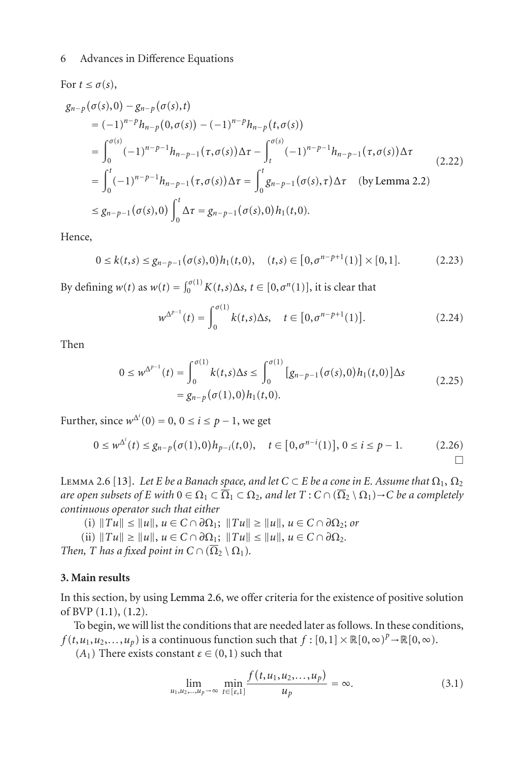For $t \le \sigma(s)$,

$$
\begin{aligned}
g_{n-p}(\sigma(s),0) - g_{n-p}(\sigma(s),t) &= (-1)^{n-p}h_{n-p}(0,\sigma(s)) - (-1)^{n-p}h_{n-p}(t,\sigma(s)) \\
&= \int_0^{\sigma(s)} (-1)^{n-p-1}h_{n-p-1}(\tau,\sigma(s))\Delta\tau - \int_t^{\sigma(s)} (-1)^{n-p-1}h_{n-p-1}(\tau,\sigma(s))\Delta\tau \\
&= \int_0^{t} (-1)^{n-p-1}h_{n-p-1}(\tau,\sigma(s))\Delta\tau = \int_0^t g_{n-p-1}(\sigma(s),\tau)\Delta\tau \quad (\text{by Lemma 2.2}) \\
&\le g_{n-p-1}(\sigma(s),0)\int_0^t \Delta\tau = g_{n-p-1}(\sigma(s),0)h_1(t,0).
\end{aligned}
\tag{2.22}
$$

Hence,

$$
0 \le k(t,s) \le g_{n-p-1}(\sigma(s),0)h_1(t,0), \quad (t,s) \in [0,\sigma^{n-p+1}(1)] \times [0,1]. \tag{2.23}
$$

By defining $w(t)$ as $w(t) = \int_0^{\sigma(1)} K(t,s)\Delta s$, $t \in [0,\sigma^n(1)]$, it is clear that

$$
w^{\Delta^{p-1}}(t) = \int_0^{\sigma(1)} k(t,s)\Delta s, \quad t \in [0,\sigma^{n-p+1}(1)]. \tag{2.24}
$$

Then

$$
\begin{aligned}
0 \le w^{\Delta^{p-1}}(t) = \int_0^{\sigma(1)} k(t,s)\Delta s &\le \int_0^{\sigma(1)} [g_{n-p-1}(\sigma(s),0)h_1(t,0)]\Delta s \\
&= g_{n-p}(\sigma(1),0)h_1(t,0).
\end{aligned}
\tag{2.25}
$$

Further, since $w^{\Delta^i}(0) = 0$, $0 \le i \le p-1$, we get

$$
0 \le w^{\Delta^i}(t) \le g_{n-p}(\sigma(1),0)h_{p-i}(t,0), \quad t \in [0,\sigma^{n-i}(1)],\ 0 \le i \le p-1. \tag{2.26}
$$

□

Lemma 2.6 [13]. *Let $E$ be a Banach space, and let $C \subset E$ be a cone in $E$. Assume that $\Omega_1$, $\Omega_2$ are open subsets of $E$ with $0 \in \Omega_1 \subset \overline{\Omega}_1 \subset \Omega_2$, and let $T : C \cap (\overline{\Omega}_2 \setminus \Omega_1) \to C$ be a completely continuous operator such that either*

(i) $\|Tu\| \le \|u\|$, $u \in C \cap \partial\Omega_1$; $\|Tu\| \ge \|u\|$, $u \in C \cap \partial\Omega_2$; *or*

(ii) $\|Tu\| \ge \|u\|$, $u \in C \cap \partial\Omega_1$; $\|Tu\| \le \|u\|$, $u \in C \cap \partial\Omega_2$.

*Then, $T$ has a fixed point in $C \cap (\overline{\Omega}_2 \setminus \Omega_1)$.*

## 3. Main results

In this section, by using Lemma 2.6, we offer criteria for the existence of positive solution of BVP (1.1), (1.2).

To begin, we will list the conditions that are needed later as follows. In these conditions, $f(t,u_1,u_2,\ldots,u_p)$ is a continuous function such that $f : [0,1] \times \mathbb{R}[0,\infty)^p \to \mathbb{R}[0,\infty)$.

$(A_1)$ There exists constant $\varepsilon \in (0,1)$ such that

$$
\lim_{u_1,u_2,\ldots,u_p \to \infty} \min_{t \in [\varepsilon,1]} \frac{f(t,u_1,u_2,\ldots,u_p)}{u_p} = \infty. \tag{3.1}
$$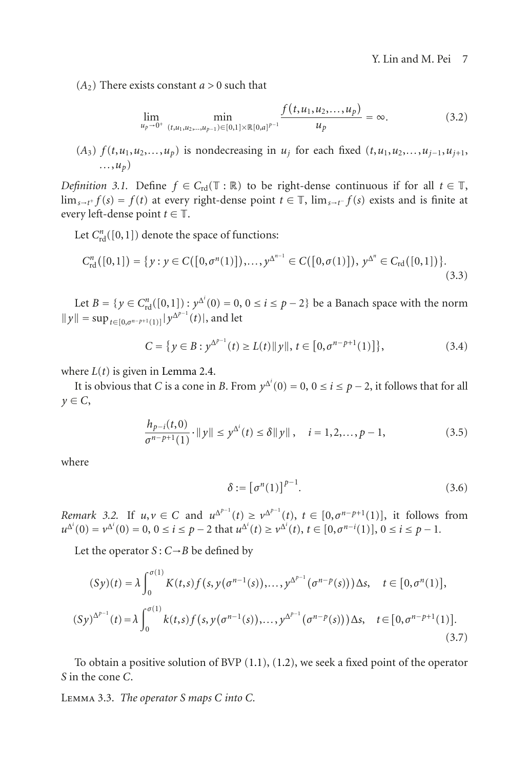$(A_2)$ There exists constant $a > 0$ such that

$$\lim_{u_p \to 0^+} \min_{(t,u_1,u_2,\ldots,u_{p-1}) \in [0,1] \times \mathbb{R}[0,a]^{p-1}} \frac{f(t,u_1,u_2,\ldots,u_p)}{u_p} = \infty. \tag{3.2}$$

$(A_3)$ $f(t,u_1,u_2,\ldots,u_p)$ is nondecreasing in $u_j$ for each fixed $(t,u_1,u_2,\ldots,u_{j-1},u_{j+1},\ldots,u_p)$

*Definition 3.1.* Define $f \in C_{\mathrm{rd}}(\mathbb{T} : \mathbb{R})$ to be right-dense continuous if for all $t \in \mathbb{T}$, $\lim_{s \to t^+} f(s) = f(t)$ at every right-dense point $t \in \mathbb{T}$, $\lim_{s \to t^-} f(s)$ exists and is finite at every left-dense point $t \in \mathbb{T}$.

Let $C^n_{\mathrm{rd}}([0,1])$ denote the space of functions:

$$C^n_{\mathrm{rd}}([0,1]) = \{y : y \in C([0,\sigma^n(1)]),\ldots, y^{\Delta^{n-1}} \in C([0,\sigma(1)]),\ y^{\Delta^n} \in C_{\mathrm{rd}}([0,1])\}. \tag{3.3}$$

Let $B = \{y \in C^n_{\mathrm{rd}}([0,1]) : y^{\Delta^i}(0) = 0,\ 0 \le i \le p-2\}$ be a Banach space with the norm $\|y\| = \sup_{t \in [0,\sigma^{n-p+1}(1)]} |y^{\Delta^{p-1}}(t)|$, and let

$$C = \{y \in B : y^{\Delta^{p-1}}(t) \ge L(t)\|y\|,\ t \in [0,\sigma^{n-p+1}(1)]\}, \tag{3.4}$$

where $L(t)$ is given in Lemma 2.4.

It is obvious that $C$ is a cone in $B$. From $y^{\Delta^i}(0) = 0$, $0 \le i \le p-2$, it follows that for all $y \in C$,

$$\frac{h_{p-i}(t,0)}{\sigma^{n-p+1}(1)} \cdot \|y\| \le y^{\Delta^i}(t) \le \delta \|y\|, \quad i = 1,2,\ldots,p-1, \tag{3.5}$$

where

$$\delta := [\sigma^n(1)]^{p-1}. \tag{3.6}$$

*Remark 3.2.* If $u, v \in C$ and $u^{\Delta^{p-1}}(t) \ge v^{\Delta^{p-1}}(t)$, $t \in [0,\sigma^{n-p+1}(1)]$, it follows from $u^{\Delta^i}(0) = v^{\Delta^i}(0) = 0$, $0 \le i \le p-2$ that $u^{\Delta^i}(t) \ge v^{\Delta^i}(t)$, $t \in [0,\sigma^{n-i}(1)]$, $0 \le i \le p-1$.

Let the operator $S : C \to B$ be defined by

$$\begin{aligned}
(Sy)(t) &= \lambda \int_0^{\sigma(1)} K(t,s) f\big(s, y(\sigma^{n-1}(s)),\ldots, y^{\Delta^{p-1}}(\sigma^{n-p}(s))\big)\Delta s, \quad t \in [0,\sigma^n(1)], \\
(Sy)^{\Delta^{p-1}}(t) &= \lambda \int_0^{\sigma(1)} k(t,s) f\big(s, y(\sigma^{n-1}(s)),\ldots, y^{\Delta^{p-1}}(\sigma^{n-p}(s))\big)\Delta s, \quad t \in [0,\sigma^{n-p+1}(1)].
\end{aligned} \tag{3.7}$$

To obtain a positive solution of BVP (1.1), (1.2), we seek a fixed point of the operator $S$ in the cone $C$.

Lemma 3.3. *The operator $S$ maps $C$ into $C$.*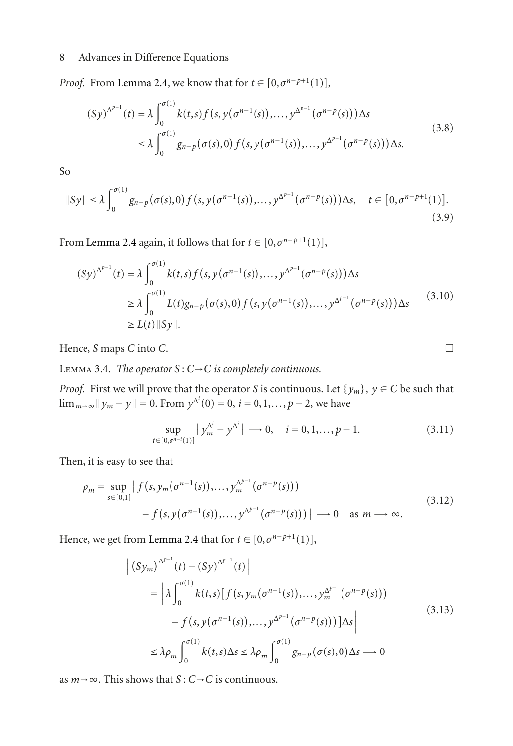*Proof.* From Lemma 2.4, we know that for $t \in [0, \sigma^{n-p+1}(1)]$,

$$
\begin{aligned}
(Sy)^{\Delta^{p-1}}(t) &= \lambda \int_0^{\sigma(1)} k(t,s) f\left(s, y(\sigma^{n-1}(s)), \dots, y^{\Delta^{p-1}}(\sigma^{n-p}(s))\right) \Delta s \\
&\leq \lambda \int_0^{\sigma(1)} g_{n-p}(\sigma(s), 0) f\left(s, y(\sigma^{n-1}(s)), \dots, y^{\Delta^{p-1}}(\sigma^{n-p}(s))\right) \Delta s.
\end{aligned}
\tag{3.8}
$$

So

$$
\|Sy\| \leq \lambda \int_0^{\sigma(1)} g_{n-p}(\sigma(s), 0) f\left(s, y(\sigma^{n-1}(s)), \dots, y^{\Delta^{p-1}}(\sigma^{n-p}(s))\right) \Delta s, \quad t \in [0, \sigma^{n-p+1}(1)].
\tag{3.9}
$$

From Lemma 2.4 again, it follows that for $t \in [0, \sigma^{n-p+1}(1)]$,

$$
\begin{aligned}
(Sy)^{\Delta^{p-1}}(t) &= \lambda \int_0^{\sigma(1)} k(t,s) f\left(s, y(\sigma^{n-1}(s)), \dots, y^{\Delta^{p-1}}(\sigma^{n-p}(s))\right) \Delta s \\
&\geq \lambda \int_0^{\sigma(1)} L(t) g_{n-p}(\sigma(s), 0) f\left(s, y(\sigma^{n-1}(s)), \dots, y^{\Delta^{p-1}}(\sigma^{n-p}(s))\right) \Delta s \\
&\geq L(t) \|Sy\|.
\end{aligned}
\tag{3.10}
$$

Hence, $S$ maps $C$ into $C$. □

Lemma 3.4. *The operator $S : C \to C$ is completely continuous.*

*Proof.* First we will prove that the operator $S$ is continuous. Let $\{y_m\}$, $y \in C$ be such that $\lim_{m\to\infty} \|y_m - y\| = 0$. From $y^{\Delta^i}(0) = 0$, $i = 0, 1, \dots, p-2$, we have

$$
\sup_{t \in [0, \sigma^{n-i}(1)]} \left| y_m^{\Delta^i} - y^{\Delta^i} \right| \longrightarrow 0, \quad i = 0, 1, \dots, p-1.
\tag{3.11}
$$

Then, it is easy to see that

$$
\begin{aligned}
\rho_m = \sup_{s \in [0,1]} \Big| & f\left(s, y_m(\sigma^{n-1}(s)), \dots, y_m^{\Delta^{p-1}}(\sigma^{n-p}(s))\right) \\
& - f\left(s, y(\sigma^{n-1}(s)), \dots, y^{\Delta^{p-1}}(\sigma^{n-p}(s))\right) \Big| \longrightarrow 0 \quad \text{as } m \longrightarrow \infty.
\end{aligned}
\tag{3.12}
$$

Hence, we get from Lemma 2.4 that for $t \in [0, \sigma^{n-p+1}(1)]$,

$$
\begin{aligned}
&\left| (Sy_m)^{\Delta^{p-1}}(t) - (Sy)^{\Delta^{p-1}}(t) \right| \\
&\quad = \Big| \lambda \int_0^{\sigma(1)} k(t,s) \Big[ f\left(s, y_m(\sigma^{n-1}(s)), \dots, y_m^{\Delta^{p-1}}(\sigma^{n-p}(s))\right) \\
&\qquad - f\left(s, y(\sigma^{n-1}(s)), \dots, y^{\Delta^{p-1}}(\sigma^{n-p}(s))\right) \Big] \Delta s \Big| \\
&\quad \leq \lambda \rho_m \int_0^{\sigma(1)} k(t,s) \Delta s \leq \lambda \rho_m \int_0^{\sigma(1)} g_{n-p}(\sigma(s), 0) \Delta s \longrightarrow 0
\end{aligned}
\tag{3.13}
$$

as $m \to \infty$. This shows that $S : C \to C$ is continuous.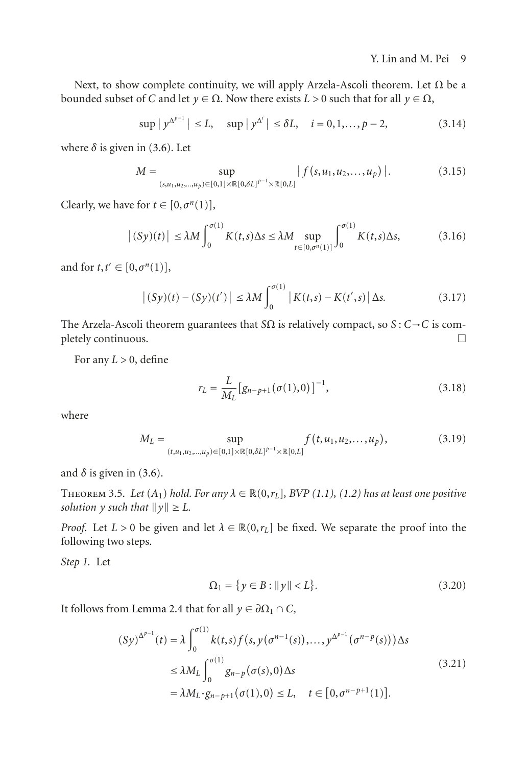Next, to show complete continuity, we will apply Arzela-Ascoli theorem. Let $\Omega$ be a bounded subset of $C$ and let $y \in \Omega$. Now there exists $L > 0$ such that for all $y \in \Omega$,

$$\sup |y^{\Delta^{p-1}}| \le L, \quad \sup |y^{\Delta^i}| \le \delta L, \quad i = 0, 1, \ldots, p-2, \tag{3.14}$$

where $\delta$ is given in (3.6). Let

$$M = \sup_{(s, u_1, u_2, \ldots, u_p) \in [0,1] \times \mathbb{R}[0, \delta L]^{p-1} \times \mathbb{R}[0, L]} |f(s, u_1, u_2, \ldots, u_p)|. \tag{3.15}$$

Clearly, we have for $t \in [0, \sigma^n(1)]$,

$$|(Sy)(t)| \le \lambda M \int_0^{\sigma(1)} K(t,s)\Delta s \le \lambda M \sup_{t \in [0, \sigma^n(1)]} \int_0^{\sigma(1)} K(t,s)\Delta s, \tag{3.16}$$

and for $t, t' \in [0, \sigma^n(1)]$,

$$|(Sy)(t) - (Sy)(t')| \le \lambda M \int_0^{\sigma(1)} |K(t,s) - K(t',s)| \Delta s. \tag{3.17}$$

The Arzela-Ascoli theorem guarantees that $S\Omega$ is relatively compact, so $S : C \to C$ is completely continuous. □

For any $L > 0$, define

$$r_L = \frac{L}{M_L} [g_{n-p+1}(\sigma(1), 0)]^{-1}, \tag{3.18}$$

where

$$M_L = \sup_{(t, u_1, u_2, \ldots, u_p) \in [0,1] \times \mathbb{R}[0, \delta L]^{p-1} \times \mathbb{R}[0, L]} f(t, u_1, u_2, \ldots, u_p), \tag{3.19}$$

and $\delta$ is given in (3.6).

Theorem 3.5. *Let $(A_1)$ hold. For any $\lambda \in \mathbb{R}(0, r_L]$, BVP (1.1), (1.2) has at least one positive solution $y$ such that $\|y\| \ge L$.*

*Proof.* Let $L > 0$ be given and let $\lambda \in \mathbb{R}(0, r_L]$ be fixed. We separate the proof into the following two steps.

*Step 1.* Let

$$\Omega_1 = \{y \in B : \|y\| < L\}. \tag{3.20}$$

It follows from Lemma 2.4 that for all $y \in \partial\Omega_1 \cap C$,

$$\begin{aligned}
(Sy)^{\Delta^{p-1}}(t) &= \lambda \int_0^{\sigma(1)} k(t,s) f(s, y(\sigma^{n-1}(s)), \ldots, y^{\Delta^{p-1}}(\sigma^{n-p}(s))) \Delta s \\
&\le \lambda M_L \int_0^{\sigma(1)} g_{n-p}(\sigma(s), 0) \Delta s \\
&= \lambda M_L \cdot g_{n-p+1}(\sigma(1), 0) \le L, \quad t \in [0, \sigma^{n-p+1}(1)].
\end{aligned} \tag{3.21}$$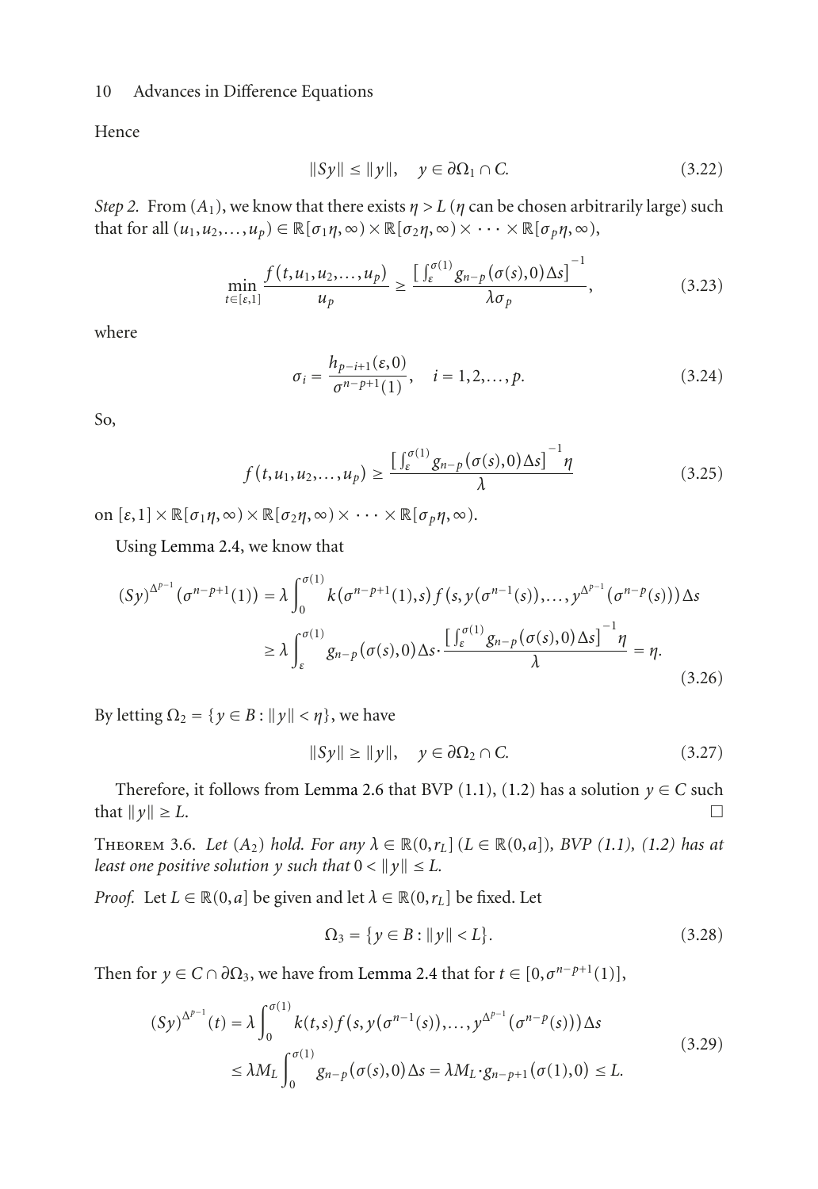Hence

$$\|Sy\| \leq \|y\|, \quad y \in \partial\Omega_1 \cap C. \tag{3.22}$$

*Step 2.* From $(A_1)$, we know that there exists $\eta > L$ ($\eta$ can be chosen arbitrarily large) such that for all $(u_1, u_2, \ldots, u_p) \in \mathbb{R}[\sigma_1\eta, \infty) \times \mathbb{R}[\sigma_2\eta, \infty) \times \cdots \times \mathbb{R}[\sigma_p\eta, \infty)$,

$$\min_{t \in [\varepsilon, 1]} \frac{f(t, u_1, u_2, \ldots, u_p)}{u_p} \geq \frac{\left[\int_\varepsilon^{\sigma(1)} g_{n-p}(\sigma(s), 0)\Delta s\right]^{-1}}{\lambda \sigma_p}, \tag{3.23}$$

where

$$\sigma_i = \frac{h_{p-i+1}(\varepsilon, 0)}{\sigma^{n-p+1}(1)}, \quad i = 1, 2, \ldots, p. \tag{3.24}$$

So,

$$f(t, u_1, u_2, \ldots, u_p) \geq \frac{\left[\int_\varepsilon^{\sigma(1)} g_{n-p}(\sigma(s), 0)\Delta s\right]^{-1} \eta}{\lambda} \tag{3.25}$$

on $[\varepsilon, 1] \times \mathbb{R}[\sigma_1\eta, \infty) \times \mathbb{R}[\sigma_2\eta, \infty) \times \cdots \times \mathbb{R}[\sigma_p\eta, \infty)$.

Using Lemma 2.4, we know that

$$\begin{aligned}
(Sy)^{\Delta^{p-1}}(\sigma^{n-p+1}(1)) &= \lambda \int_0^{\sigma(1)} k(\sigma^{n-p+1}(1), s) f(s, y(\sigma^{n-1}(s)), \ldots, y^{\Delta^{p-1}}(\sigma^{n-p}(s)))\Delta s \\
&\geq \lambda \int_\varepsilon^{\sigma(1)} g_{n-p}(\sigma(s), 0)\Delta s \cdot \frac{\left[\int_\varepsilon^{\sigma(1)} g_{n-p}(\sigma(s), 0)\Delta s\right]^{-1} \eta}{\lambda} = \eta.
\end{aligned} \tag{3.26}$$

By letting $\Omega_2 = \{y \in B : \|y\| < \eta\}$, we have

$$\|Sy\| \geq \|y\|, \quad y \in \partial\Omega_2 \cap C. \tag{3.27}$$

Therefore, it follows from Lemma 2.6 that BVP (1.1), (1.2) has a solution $y \in C$ such that $\|y\| \geq L$. □

**Theorem 3.6.** *Let $(A_2)$ hold. For any $\lambda \in \mathbb{R}(0, r_L]$ ($L \in \mathbb{R}(0, a]$), BVP (1.1), (1.2) has at least one positive solution $y$ such that $0 < \|y\| \leq L$.*

*Proof.* Let $L \in \mathbb{R}(0, a]$ be given and let $\lambda \in \mathbb{R}(0, r_L]$ be fixed. Let

$$\Omega_3 = \{y \in B : \|y\| < L\}. \tag{3.28}$$

Then for $y \in C \cap \partial\Omega_3$, we have from Lemma 2.4 that for $t \in [0, \sigma^{n-p+1}(1)]$,

$$\begin{aligned}
(Sy)^{\Delta^{p-1}}(t) &= \lambda \int_0^{\sigma(1)} k(t, s) f(s, y(\sigma^{n-1}(s)), \ldots, y^{\Delta^{p-1}}(\sigma^{n-p}(s)))\Delta s \\
&\leq \lambda M_L \int_0^{\sigma(1)} g_{n-p}(\sigma(s), 0)\Delta s = \lambda M_L \cdot g_{n-p+1}(\sigma(1), 0) \leq L.
\end{aligned} \tag{3.29}$$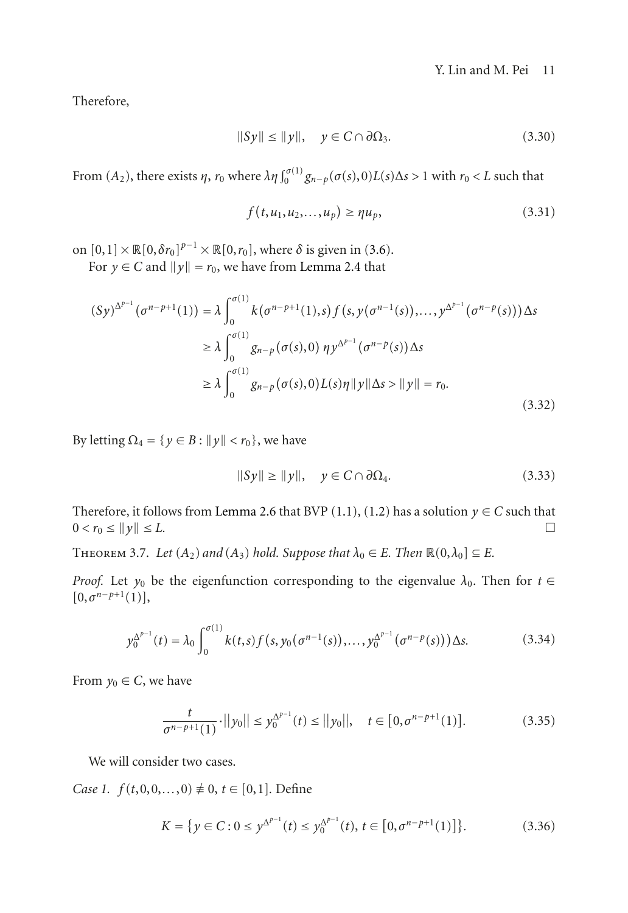Therefore,

$$\|Sy\| \le \|y\|, \quad y \in C \cap \partial\Omega_3. \tag{3.30}$$

From $(A_2)$, there exists $\eta$, $r_0$ where $\lambda\eta\int_0^{\sigma(1)} g_{n-p}(\sigma(s),0)L(s)\Delta s > 1$ with $r_0 < L$ such that

$$f(t,u_1,u_2,\dots,u_p) \ge \eta u_p, \tag{3.31}$$

on $[0,1]\times\mathbb{R}[0,\delta r_0]^{p-1}\times\mathbb{R}[0,r_0]$, where $\delta$ is given in (3.6).

For $y \in C$ and $\|y\| = r_0$, we have from Lemma 2.4 that

$$\begin{aligned}
(Sy)^{\Delta^{p-1}}(\sigma^{n-p+1}(1)) &= \lambda\int_0^{\sigma(1)} k(\sigma^{n-p+1}(1),s)f(s,y(\sigma^{n-1}(s)),\dots,y^{\Delta^{p-1}}(\sigma^{n-p}(s)))\Delta s \\
&\ge \lambda\int_0^{\sigma(1)} g_{n-p}(\sigma(s),0)\,\eta y^{\Delta^{p-1}}(\sigma^{n-p}(s))\Delta s \\
&\ge \lambda\int_0^{\sigma(1)} g_{n-p}(\sigma(s),0)L(s)\eta\|y\|\Delta s > \|y\| = r_0.
\end{aligned} \tag{3.32}$$

By letting $\Omega_4 = \{y \in B : \|y\| < r_0\}$, we have

$$\|Sy\| \ge \|y\|, \quad y \in C \cap \partial\Omega_4. \tag{3.33}$$

Therefore, it follows from Lemma 2.6 that BVP (1.1), (1.2) has a solution $y \in C$ such that $0 < r_0 \le \|y\| \le L$. □

Theorem 3.7. *Let $(A_2)$ and $(A_3)$ hold. Suppose that $\lambda_0 \in E$. Then $\mathbb{R}(0,\lambda_0] \subseteq E$.*

*Proof.* Let $y_0$ be the eigenfunction corresponding to the eigenvalue $\lambda_0$. Then for $t \in [0,\sigma^{n-p+1}(1)]$,

$$y_0^{\Delta^{p-1}}(t) = \lambda_0\int_0^{\sigma(1)} k(t,s)f(s,y_0(\sigma^{n-1}(s)),\dots,y_0^{\Delta^{p-1}}(\sigma^{n-p}(s)))\Delta s. \tag{3.34}$$

From $y_0 \in C$, we have

$$\frac{t}{\sigma^{n-p+1}(1)}\cdot\|y_0\| \le y_0^{\Delta^{p-1}}(t) \le \|y_0\|, \quad t \in [0,\sigma^{n-p+1}(1)]. \tag{3.35}$$

We will consider two cases.

*Case 1.* $f(t,0,0,\dots,0) \not\equiv 0$, $t \in [0,1]$. Define

$$K = \{y \in C : 0 \le y^{\Delta^{p-1}}(t) \le y_0^{\Delta^{p-1}}(t),\ t \in [0,\sigma^{n-p+1}(1)]\}. \tag{3.36}$$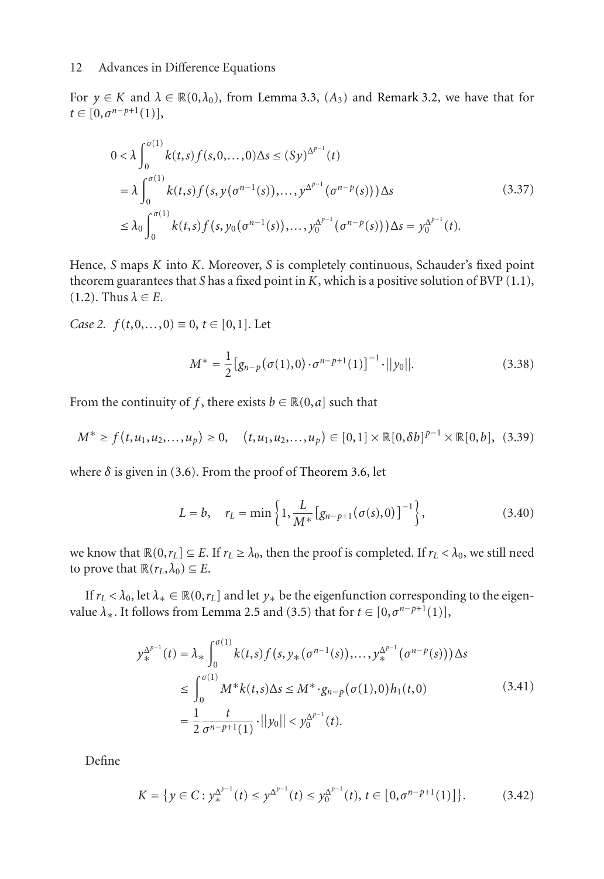For $y \in K$ and $\lambda \in \mathbb{R}(0,\lambda_0)$, from Lemma 3.3, $(A_3)$ and Remark 3.2, we have that for $t \in [0,\sigma^{n-p+1}(1)]$,

$$
\begin{aligned}
0 &< \lambda \int_0^{\sigma(1)} k(t,s) f(s,0,\ldots,0)\Delta s \leq (Sy)^{\Delta^{p-1}}(t) \\
&= \lambda \int_0^{\sigma(1)} k(t,s) f\left(s, y(\sigma^{n-1}(s)),\ldots, y^{\Delta^{p-1}}(\sigma^{n-p}(s))\right)\Delta s \\
&\leq \lambda_0 \int_0^{\sigma(1)} k(t,s) f\left(s, y_0(\sigma^{n-1}(s)),\ldots, y_0^{\Delta^{p-1}}(\sigma^{n-p}(s))\right)\Delta s = y_0^{\Delta^{p-1}}(t).
\end{aligned}
\tag{3.37}
$$

Hence, $S$ maps $K$ into $K$. Moreover, $S$ is completely continuous, Schauder's fixed point theorem guarantees that $S$ has a fixed point in $K$, which is a positive solution of BVP (1.1), (1.2). Thus $\lambda \in E$.

*Case 2.* $f(t,0,\ldots,0) \equiv 0$, $t \in [0,1]$. Let

$$
M^* = \frac{1}{2}\left[g_{n-p}(\sigma(1),0)\cdot \sigma^{n-p+1}(1)\right]^{-1}\cdot \|y_0\|. \tag{3.38}
$$

From the continuity of $f$, there exists $b \in \mathbb{R}(0,a]$ such that

$$
M^* \geq f(t,u_1,u_2,\ldots,u_p) \geq 0, \quad (t,u_1,u_2,\ldots,u_p) \in [0,1]\times \mathbb{R}[0,\delta b]^{p-1}\times \mathbb{R}[0,b], \tag{3.39}
$$

where $\delta$ is given in (3.6). From the proof of Theorem 3.6, let

$$
L = b, \quad r_L = \min\left\{1, \frac{L}{M^*}\left[g_{n-p+1}(\sigma(s),0)\right]^{-1}\right\}, \tag{3.40}
$$

we know that $\mathbb{R}(0,r_L] \subseteq E$. If $r_L \geq \lambda_0$, then the proof is completed. If $r_L < \lambda_0$, we still need to prove that $\mathbb{R}(r_L,\lambda_0) \subseteq E$.

If $r_L < \lambda_0$, let $\lambda_* \in \mathbb{R}(0,r_L]$ and let $y_*$ be the eigenfunction corresponding to the eigenvalue $\lambda_*$. It follows from Lemma 2.5 and (3.5) that for $t \in [0,\sigma^{n-p+1}(1)]$,

$$
\begin{aligned}
y_*^{\Delta^{p-1}}(t) &= \lambda_* \int_0^{\sigma(1)} k(t,s) f\left(s, y_*(\sigma^{n-1}(s)),\ldots, y_*^{\Delta^{p-1}}(\sigma^{n-p}(s))\right)\Delta s \\
&\leq \int_0^{\sigma(1)} M^* k(t,s)\Delta s \leq M^*\cdot g_{n-p}(\sigma(1),0)h_1(t,0) \\
&= \frac{1}{2}\frac{t}{\sigma^{n-p+1}(1)}\cdot \|y_0\| < y_0^{\Delta^{p-1}}(t).
\end{aligned}
\tag{3.41}
$$

Define

$$
K = \left\{y \in C : y_*^{\Delta^{p-1}}(t) \leq y^{\Delta^{p-1}}(t) \leq y_0^{\Delta^{p-1}}(t),\ t \in \left[0,\sigma^{n-p+1}(1)\right]\right\}. \tag{3.42}
$$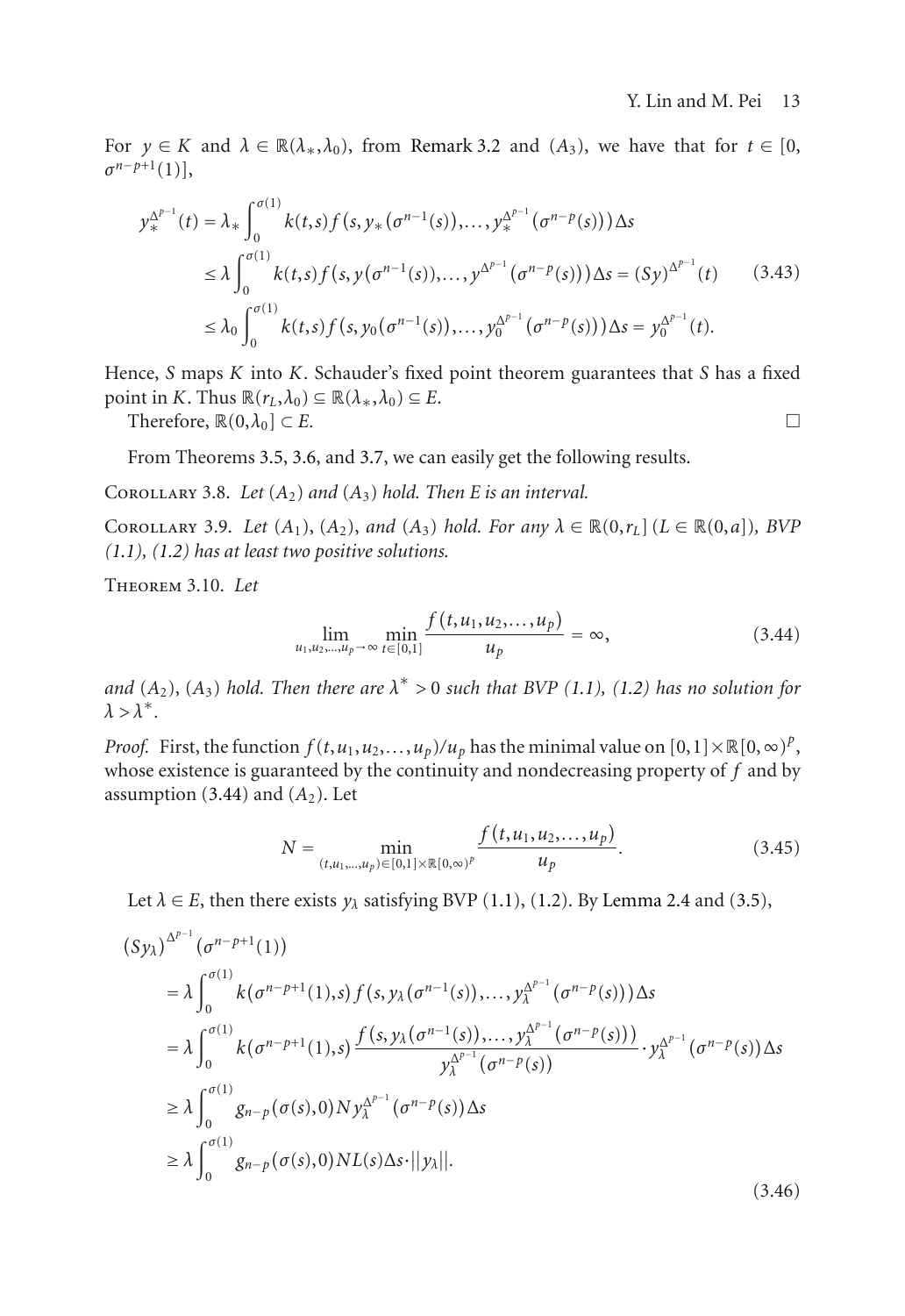For $y \in K$ and $\lambda \in \mathbb{R}(\lambda_*, \lambda_0)$, from Remark 3.2 and $(A_3)$, we have that for $t \in [0, \sigma^{n-p+1}(1)]$,

$$\begin{aligned}
y_*^{\Delta^{p-1}}(t) &= \lambda_* \int_0^{\sigma(1)} k(t,s) f\left(s, y_*(\sigma^{n-1}(s)), \dots, y_*^{\Delta^{p-1}}(\sigma^{n-p}(s))\right) \Delta s \\
&\leq \lambda \int_0^{\sigma(1)} k(t,s) f\left(s, y(\sigma^{n-1}(s)), \dots, y^{\Delta^{p-1}}(\sigma^{n-p}(s))\right) \Delta s = (Sy)^{\Delta^{p-1}}(t) \\
&\leq \lambda_0 \int_0^{\sigma(1)} k(t,s) f\left(s, y_0(\sigma^{n-1}(s)), \dots, y_0^{\Delta^{p-1}}(\sigma^{n-p}(s))\right) \Delta s = y_0^{\Delta^{p-1}}(t).
\end{aligned} \tag{3.43}$$

Hence, $S$ maps $K$ into $K$. Schauder's fixed point theorem guarantees that $S$ has a fixed point in $K$. Thus $\mathbb{R}(r_L, \lambda_0) \subseteq \mathbb{R}(\lambda_*, \lambda_0) \subseteq E$.

Therefore, $\mathbb{R}(0, \lambda_0] \subset E$. □

From Theorems 3.5, 3.6, and 3.7, we can easily get the following results.

**Corollary 3.8.** *Let $(A_2)$ and $(A_3)$ hold. Then $E$ is an interval.*

**Corollary 3.9.** *Let $(A_1)$, $(A_2)$, and $(A_3)$ hold. For any $\lambda \in \mathbb{R}(0, r_L]$ ($L \in \mathbb{R}(0, a]$), BVP (1.1), (1.2) has at least two positive solutions.*

**Theorem 3.10.** *Let*

$$\lim_{u_1, u_2, \dots, u_p \to \infty} \min_{t \in [0,1]} \frac{f(t, u_1, u_2, \dots, u_p)}{u_p} = \infty, \tag{3.44}$$

*and $(A_2)$, $(A_3)$ hold. Then there are $\lambda^* > 0$ such that BVP (1.1), (1.2) has no solution for $\lambda > \lambda^*$.*

*Proof.* First, the function $f(t, u_1, u_2, \dots, u_p)/u_p$ has the minimal value on $[0,1] \times \mathbb{R}[0, \infty)^p$, whose existence is guaranteed by the continuity and nondecreasing property of $f$ and by assumption (3.44) and $(A_2)$. Let

$$N = \min_{(t, u_1, \dots, u_p) \in [0,1] \times \mathbb{R}[0,\infty)^p} \frac{f(t, u_1, u_2, \dots, u_p)}{u_p}. \tag{3.45}$$

Let $\lambda \in E$, then there exists $y_\lambda$ satisfying BVP (1.1), (1.2). By Lemma 2.4 and (3.5),

$$\begin{aligned}
&(Sy_\lambda)^{\Delta^{p-1}}(\sigma^{n-p+1}(1)) \\
&\quad = \lambda \int_0^{\sigma(1)} k(\sigma^{n-p+1}(1), s) f\left(s, y_\lambda(\sigma^{n-1}(s)), \dots, y_\lambda^{\Delta^{p-1}}(\sigma^{n-p}(s))\right) \Delta s \\
&\quad = \lambda \int_0^{\sigma(1)} k(\sigma^{n-p+1}(1), s) \frac{f\left(s, y_\lambda(\sigma^{n-1}(s)), \dots, y_\lambda^{\Delta^{p-1}}(\sigma^{n-p}(s))\right)}{y_\lambda^{\Delta^{p-1}}(\sigma^{n-p}(s))} \cdot y_\lambda^{\Delta^{p-1}}(\sigma^{n-p}(s)) \Delta s \\
&\quad \geq \lambda \int_0^{\sigma(1)} g_{n-p}(\sigma(s), 0) N y_\lambda^{\Delta^{p-1}}(\sigma^{n-p}(s)) \Delta s \\
&\quad \geq \lambda \int_0^{\sigma(1)} g_{n-p}(\sigma(s), 0) N L(s) \Delta s \cdot \|y_\lambda\|.
\end{aligned} \tag{3.46}$$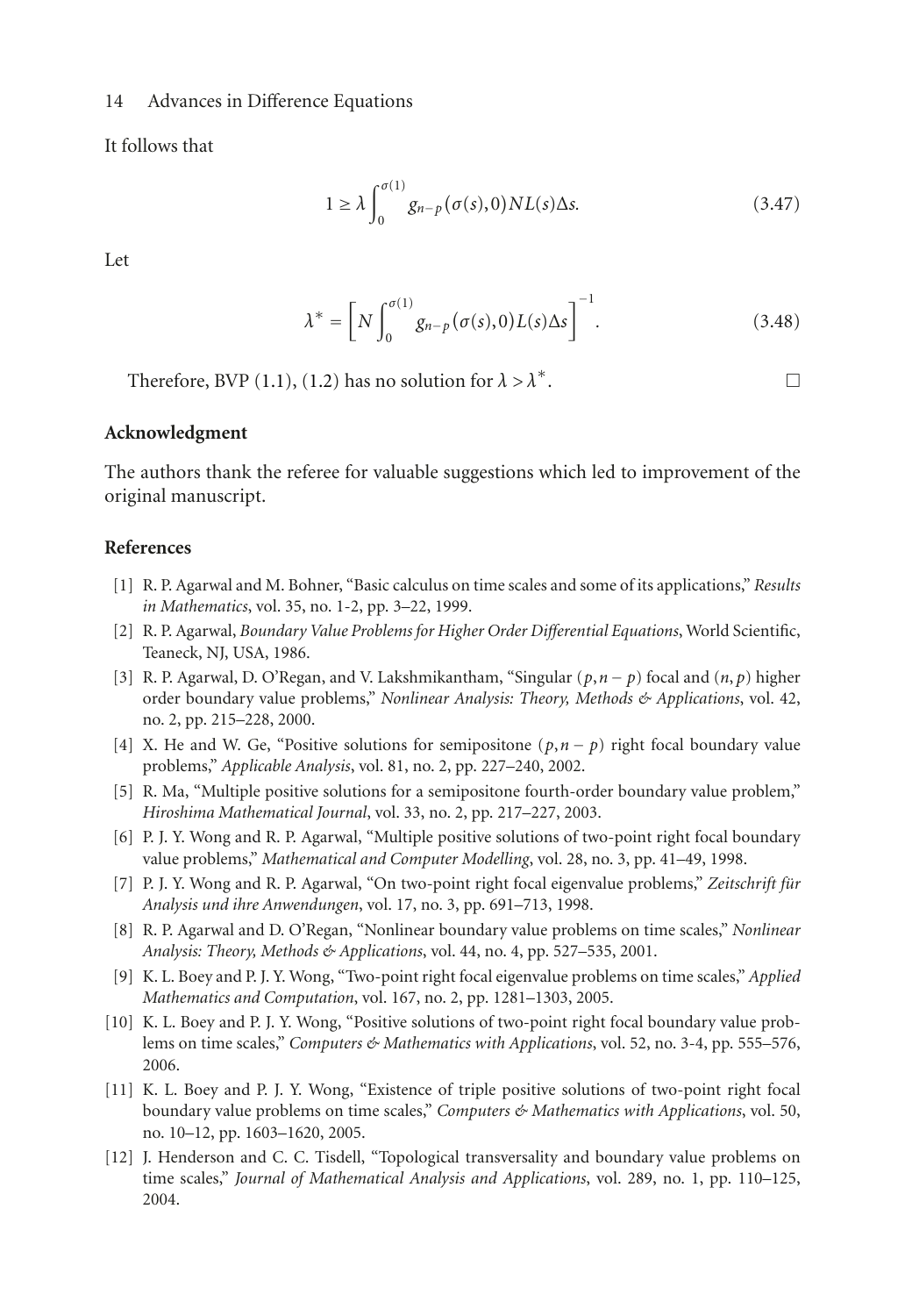It follows that

$$1 \geq \lambda \int_0^{\sigma(1)} g_{n-p}(\sigma(s), 0) N L(s) \Delta s. \tag{3.47}$$

Let

$$\lambda^* = \left[ N \int_0^{\sigma(1)} g_{n-p}(\sigma(s), 0) L(s) \Delta s \right]^{-1}. \tag{3.48}$$

Therefore, BVP (1.1), (1.2) has no solution for $\lambda > \lambda^*$. □

## Acknowledgment

The authors thank the referee for valuable suggestions which led to improvement of the original manuscript.

## References

[1] R. P. Agarwal and M. Bohner, "Basic calculus on time scales and some of its applications," *Results in Mathematics*, vol. 35, no. 1-2, pp. 3–22, 1999.

[2] R. P. Agarwal, *Boundary Value Problems for Higher Order Differential Equations*, World Scientific, Teaneck, NJ, USA, 1986.

[3] R. P. Agarwal, D. O'Regan, and V. Lakshmikantham, "Singular $(p, n-p)$ focal and $(n, p)$ higher order boundary value problems," *Nonlinear Analysis: Theory, Methods & Applications*, vol. 42, no. 2, pp. 215–228, 2000.

[4] X. He and W. Ge, "Positive solutions for semipositone $(p, n-p)$ right focal boundary value problems," *Applicable Analysis*, vol. 81, no. 2, pp. 227–240, 2002.

[5] R. Ma, "Multiple positive solutions for a semipositone fourth-order boundary value problem," *Hiroshima Mathematical Journal*, vol. 33, no. 2, pp. 217–227, 2003.

[6] P. J. Y. Wong and R. P. Agarwal, "Multiple positive solutions of two-point right focal boundary value problems," *Mathematical and Computer Modelling*, vol. 28, no. 3, pp. 41–49, 1998.

[7] P. J. Y. Wong and R. P. Agarwal, "On two-point right focal eigenvalue problems," *Zeitschrift für Analysis und ihre Anwendungen*, vol. 17, no. 3, pp. 691–713, 1998.

[8] R. P. Agarwal and D. O'Regan, "Nonlinear boundary value problems on time scales," *Nonlinear Analysis: Theory, Methods & Applications*, vol. 44, no. 4, pp. 527–535, 2001.

[9] K. L. Boey and P. J. Y. Wong, "Two-point right focal eigenvalue problems on time scales," *Applied Mathematics and Computation*, vol. 167, no. 2, pp. 1281–1303, 2005.

[10] K. L. Boey and P. J. Y. Wong, "Positive solutions of two-point right focal boundary value problems on time scales," *Computers & Mathematics with Applications*, vol. 52, no. 3-4, pp. 555–576, 2006.

[11] K. L. Boey and P. J. Y. Wong, "Existence of triple positive solutions of two-point right focal boundary value problems on time scales," *Computers & Mathematics with Applications*, vol. 50, no. 10–12, pp. 1603–1620, 2005.

[12] J. Henderson and C. C. Tisdell, "Topological transversality and boundary value problems on time scales," *Journal of Mathematical Analysis and Applications*, vol. 289, no. 1, pp. 110–125, 2004.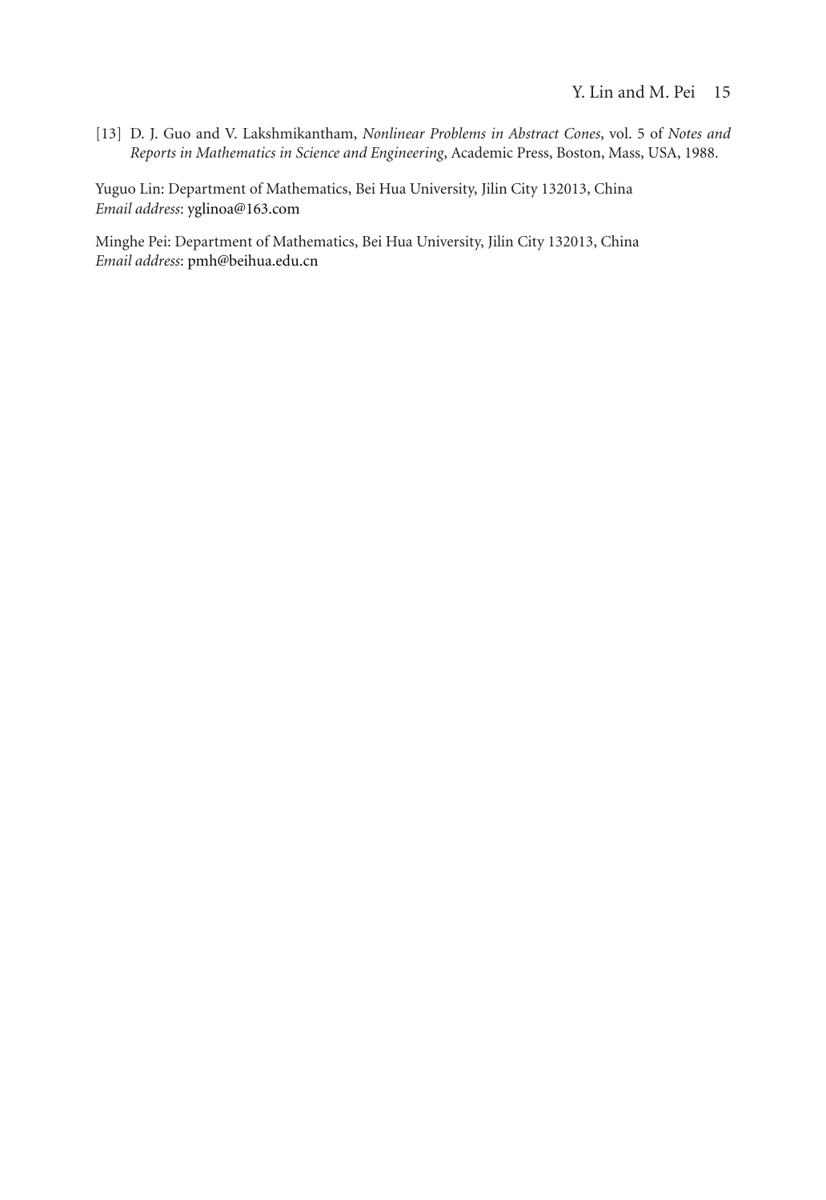[13] D. J. Guo and V. Lakshmikantham, *Nonlinear Problems in Abstract Cones*, vol. 5 of *Notes and Reports in Mathematics in Science and Engineering*, Academic Press, Boston, Mass, USA, 1988.

Yuguo Lin: Department of Mathematics, Bei Hua University, Jilin City 132013, China
*Email address*: yglinoa@163.com

Minghe Pei: Department of Mathematics, Bei Hua University, Jilin City 132013, China
*Email address*: pmh@beihua.edu.cn